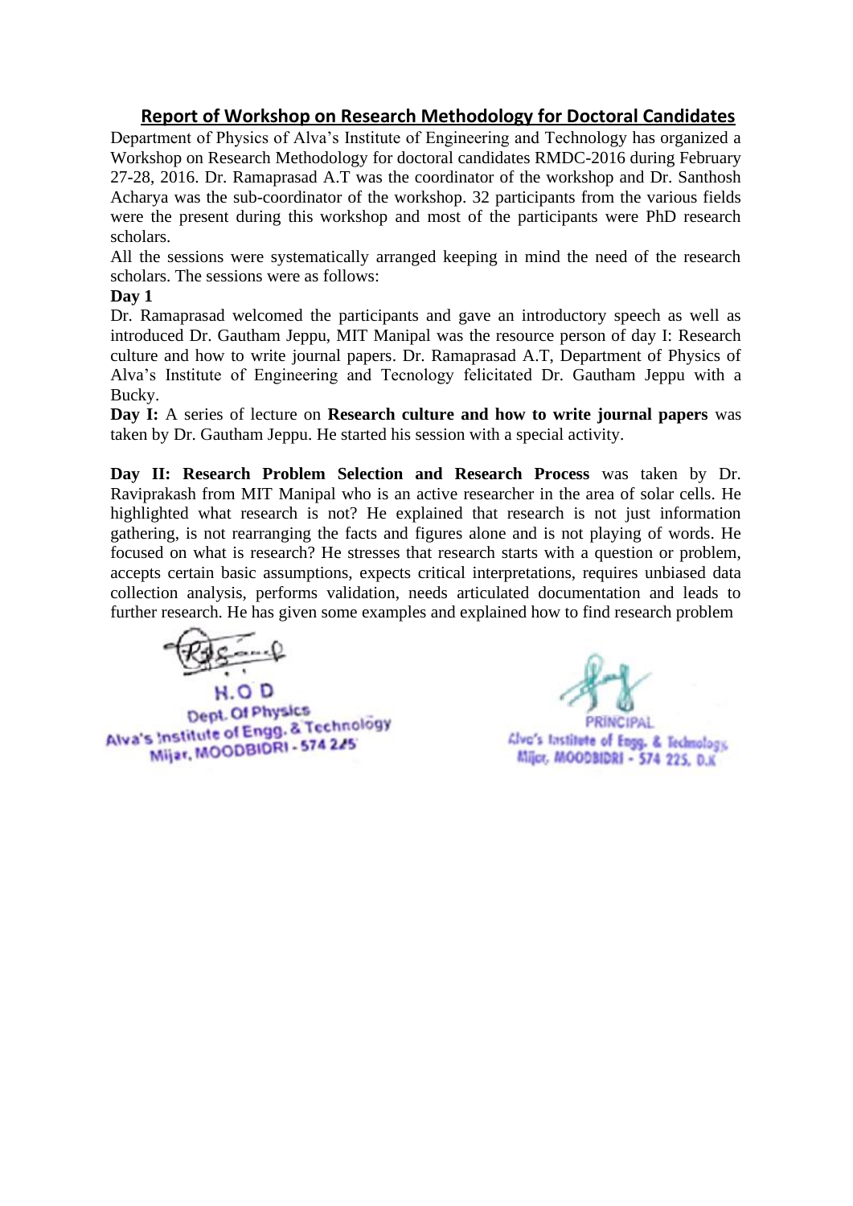## Report of Workshop on Research Methodology for Doctoral Candidates

Department of Physics of Alva's Institute of Engineering and Technology has organized a Workshop on Research Methodology for doctoral candidates RMDC-2016 during February 27-28, 2016. Dr. Ramaprasad A.T was the coordinator of the workshop and Dr. Santhosh Acharya was the sub-coordinator of the workshop. 32 participants from the various fields were the present during this workshop and most of the participants were PhD research scholars.

All the sessions were systematically arranged keeping in mind the need of the research scholars. The sessions were as follows:

**Day 1**

Dr. Ramaprasad welcomed the participants and gave an introductory speech as well as introduced Dr. Gautham Jeppu, MIT Manipal was the resource person of day I: Research culture and how to write journal papers. Dr. Ramaprasad A.T, Department of Physics of Alva's Institute of Engineering and Tecnology felicitated Dr. Gautham Jeppu with a Bucky.

**Day I:** A series of lecture on **Research culture and how to write journal papers** was taken by Dr. Gautham Jeppu. He started his session with a special activity.

**Day II: Research Problem Selection and Research Process** was taken by Dr. Raviprakash from MIT Manipal who is an active researcher in the area of solar cells. He highlighted what research is not? He explained that research is not just information gathering, is not rearranging the facts and figures alone and is not playing of words. He focused on what is research? He stresses that research starts with a question or problem, accepts certain basic assumptions, expects critical interpretations, requires unbiased data collection analysis, performs validation, needs articulated documentation and leads to further research. He has given some examples and explained how to find research problem

H.O.D
Dept. Of Physics
Alva's Institute of Engg. & Technology
Mijar, MOODBIDRI - 574 225

PRINCIPAL
Alva's Institute of Engg. & Technology
Mijar, MOODBIDRI - 574 225, D.K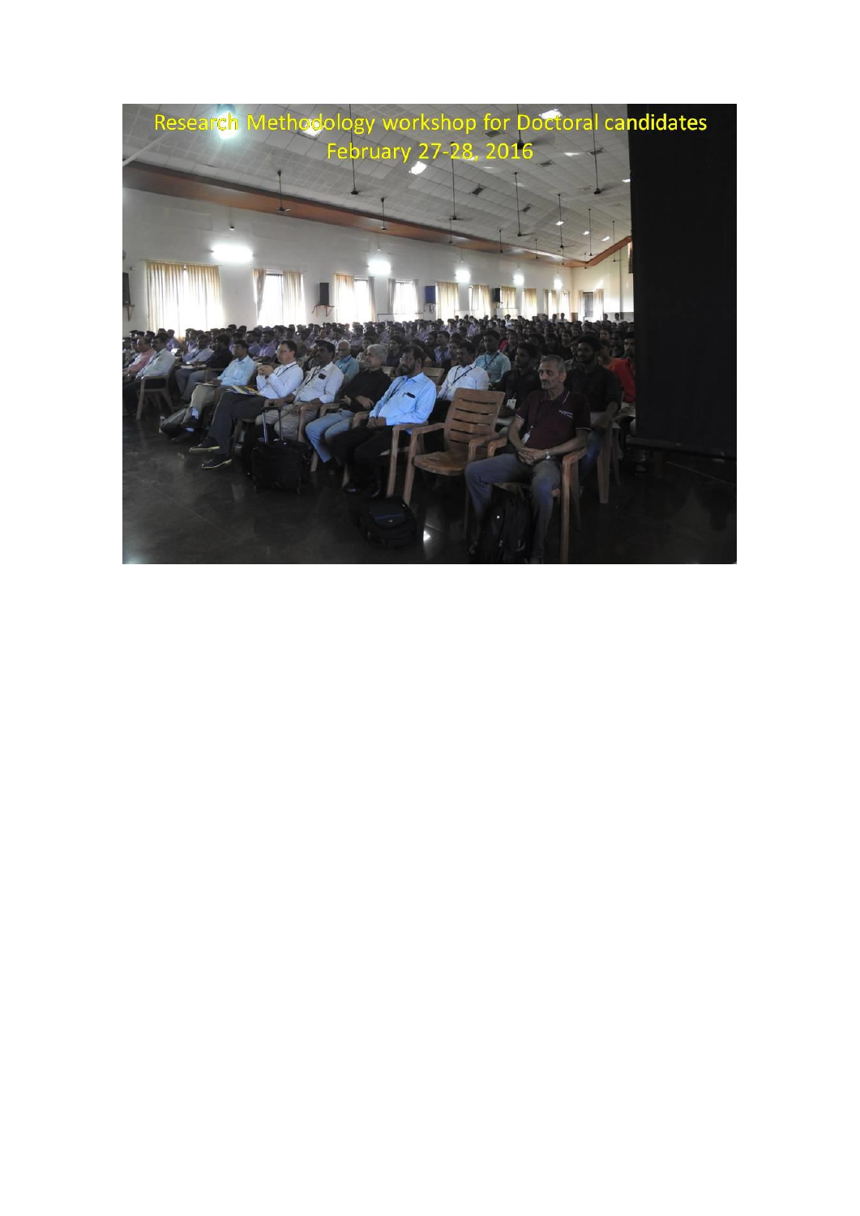Research Methodology workshop for Doctoral candidates
February 27-28, 2016